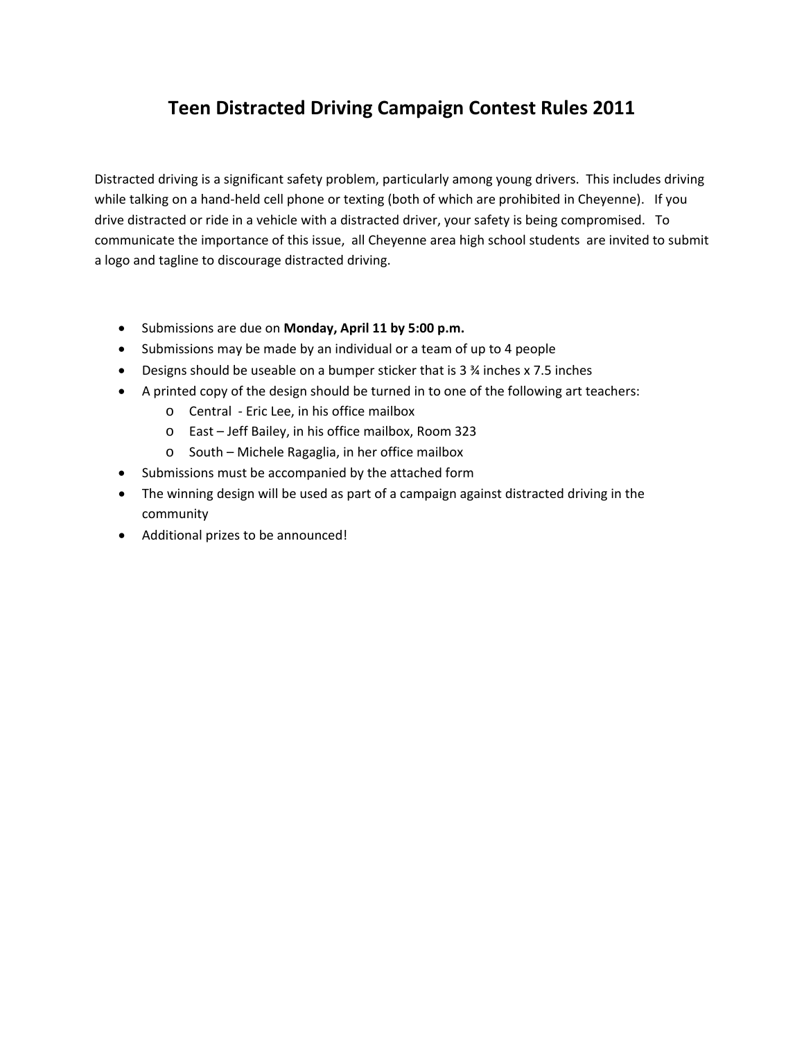# Teen Distracted Driving Campaign Contest Rules 2011

Distracted driving is a significant safety problem, particularly among young drivers. This includes driving while talking on a hand-held cell phone or texting (both of which are prohibited in Cheyenne). If you drive distracted or ride in a vehicle with a distracted driver, your safety is being compromised. To communicate the importance of this issue, all Cheyenne area high school students are invited to submit a logo and tagline to discourage distracted driving.

- Submissions are due on **Monday, April 11 by 5:00 p.m.**
- Submissions may be made by an individual or a team of up to 4 people
- Designs should be useable on a bumper sticker that is 3 ¾ inches x 7.5 inches
- A printed copy of the design should be turned in to one of the following art teachers:
  - Central - Eric Lee, in his office mailbox
  - East – Jeff Bailey, in his office mailbox, Room 323
  - South – Michele Ragaglia, in her office mailbox
- Submissions must be accompanied by the attached form
- The winning design will be used as part of a campaign against distracted driving in the community
- Additional prizes to be announced!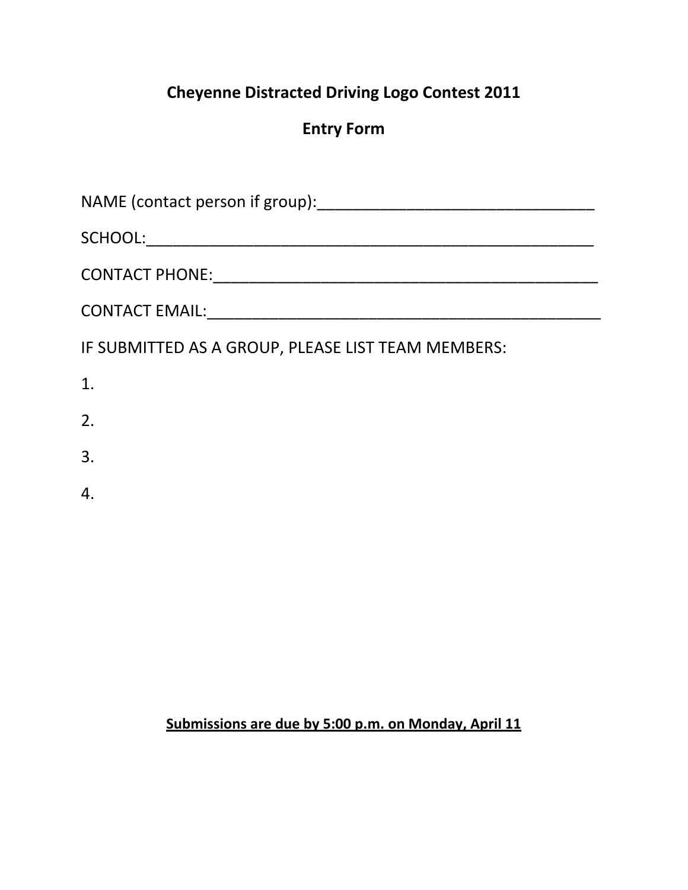## Cheyenne Distracted Driving Logo Contest 2011

## Entry Form

NAME (contact person if group):________________________________

SCHOOL:____________________________________________________

CONTACT PHONE:_____________________________________________

CONTACT EMAIL:______________________________________________

IF SUBMITTED AS A GROUP, PLEASE LIST TEAM MEMBERS:

1.

2.

3.

4.

**Submissions are due by 5:00 p.m. on Monday, April 11**